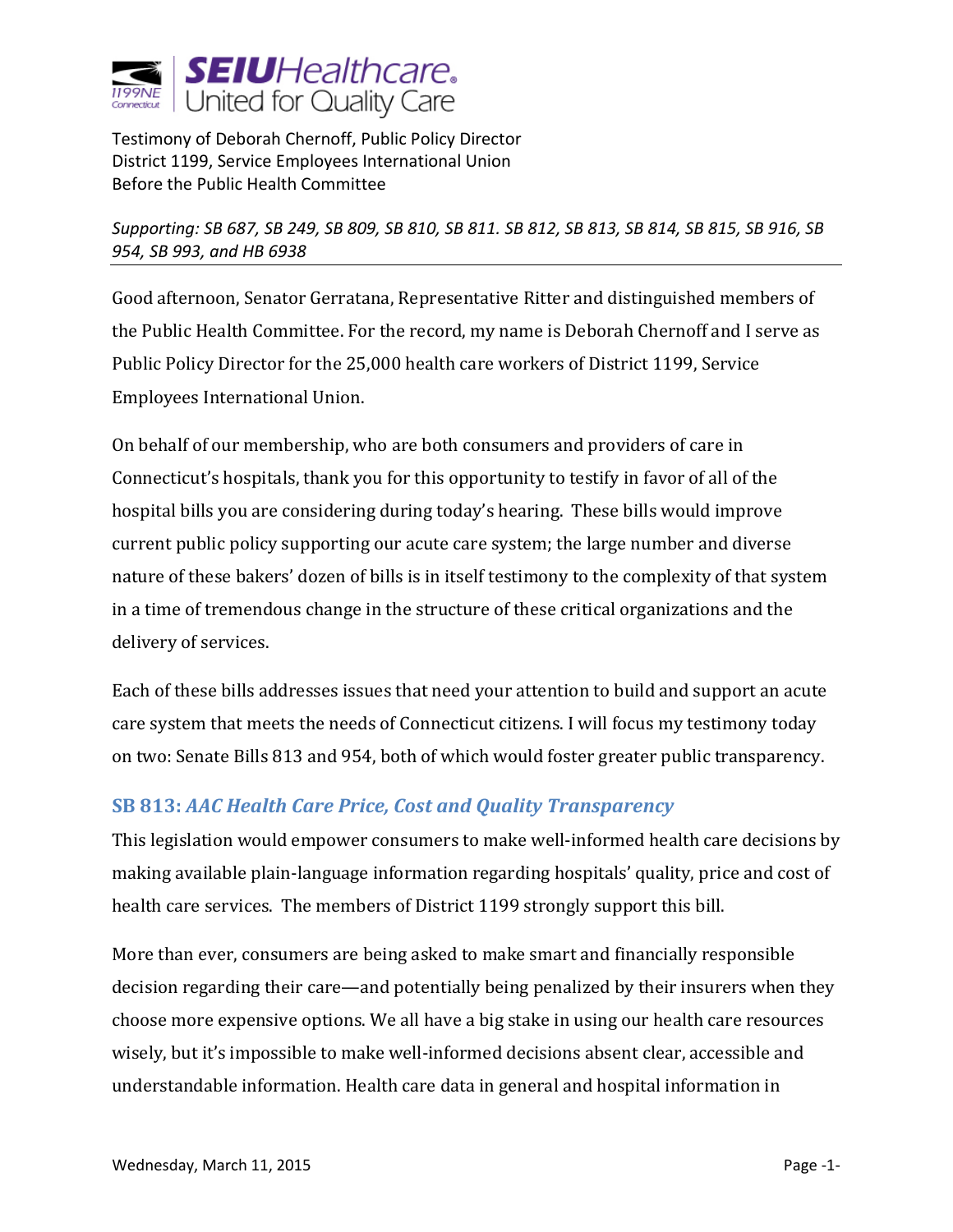SEIU Healthcare. United for Quality Care

Testimony of Deborah Chernoff, Public Policy Director
District 1199, Service Employees International Union
Before the Public Health Committee

*Supporting: SB 687, SB 249, SB 809, SB 810, SB 811. SB 812, SB 813, SB 814, SB 815, SB 916, SB 954, SB 993, and HB 6938*

Good afternoon, Senator Gerratana, Representative Ritter and distinguished members of the Public Health Committee. For the record, my name is Deborah Chernoff and I serve as Public Policy Director for the 25,000 health care workers of District 1199, Service Employees International Union.

On behalf of our membership, who are both consumers and providers of care in Connecticut's hospitals, thank you for this opportunity to testify in favor of all of the hospital bills you are considering during today's hearing. These bills would improve current public policy supporting our acute care system; the large number and diverse nature of these bakers' dozen of bills is in itself testimony to the complexity of that system in a time of tremendous change in the structure of these critical organizations and the delivery of services.

Each of these bills addresses issues that need your attention to build and support an acute care system that meets the needs of Connecticut citizens. I will focus my testimony today on two: Senate Bills 813 and 954, both of which would foster greater public transparency.

## SB 813: *AAC Health Care Price, Cost and Quality Transparency*

This legislation would empower consumers to make well-informed health care decisions by making available plain-language information regarding hospitals' quality, price and cost of health care services. The members of District 1199 strongly support this bill.

More than ever, consumers are being asked to make smart and financially responsible decision regarding their care—and potentially being penalized by their insurers when they choose more expensive options. We all have a big stake in using our health care resources wisely, but it's impossible to make well-informed decisions absent clear, accessible and understandable information. Health care data in general and hospital information in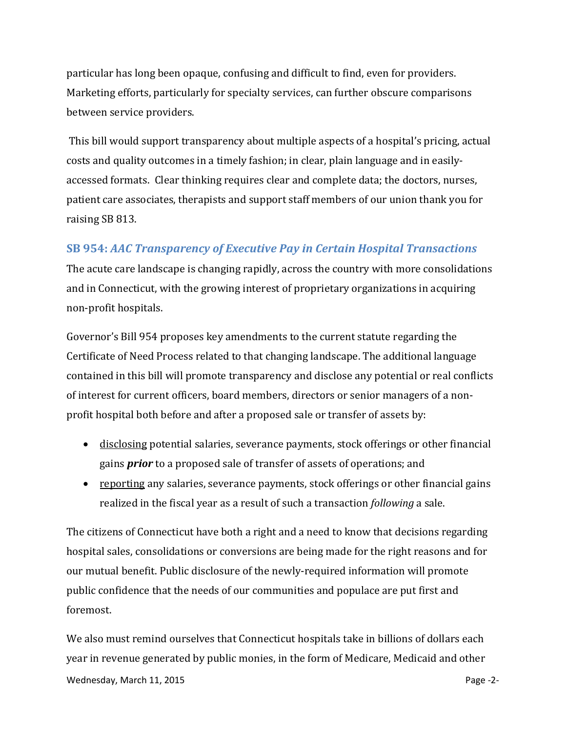particular has long been opaque, confusing and difficult to find, even for providers. Marketing efforts, particularly for specialty services, can further obscure comparisons between service providers.

This bill would support transparency about multiple aspects of a hospital's pricing, actual costs and quality outcomes in a timely fashion; in clear, plain language and in easily-accessed formats. Clear thinking requires clear and complete data; the doctors, nurses, patient care associates, therapists and support staff members of our union thank you for raising SB 813.

### SB 954: *AAC Transparency of Executive Pay in Certain Hospital Transactions*

The acute care landscape is changing rapidly, across the country with more consolidations and in Connecticut, with the growing interest of proprietary organizations in acquiring non-profit hospitals.

Governor's Bill 954 proposes key amendments to the current statute regarding the Certificate of Need Process related to that changing landscape. The additional language contained in this bill will promote transparency and disclose any potential or real conflicts of interest for current officers, board members, directors or senior managers of a non-profit hospital both before and after a proposed sale or transfer of assets by:

- <u>disclosing</u> potential salaries, severance payments, stock offerings or other financial gains ***prior*** to a proposed sale of transfer of assets of operations; and
- <u>reporting</u> any salaries, severance payments, stock offerings or other financial gains realized in the fiscal year as a result of such a transaction *following* a sale.

The citizens of Connecticut have both a right and a need to know that decisions regarding hospital sales, consolidations or conversions are being made for the right reasons and for our mutual benefit. Public disclosure of the newly-required information will promote public confidence that the needs of our communities and populace are put first and foremost.

We also must remind ourselves that Connecticut hospitals take in billions of dollars each year in revenue generated by public monies, in the form of Medicare, Medicaid and other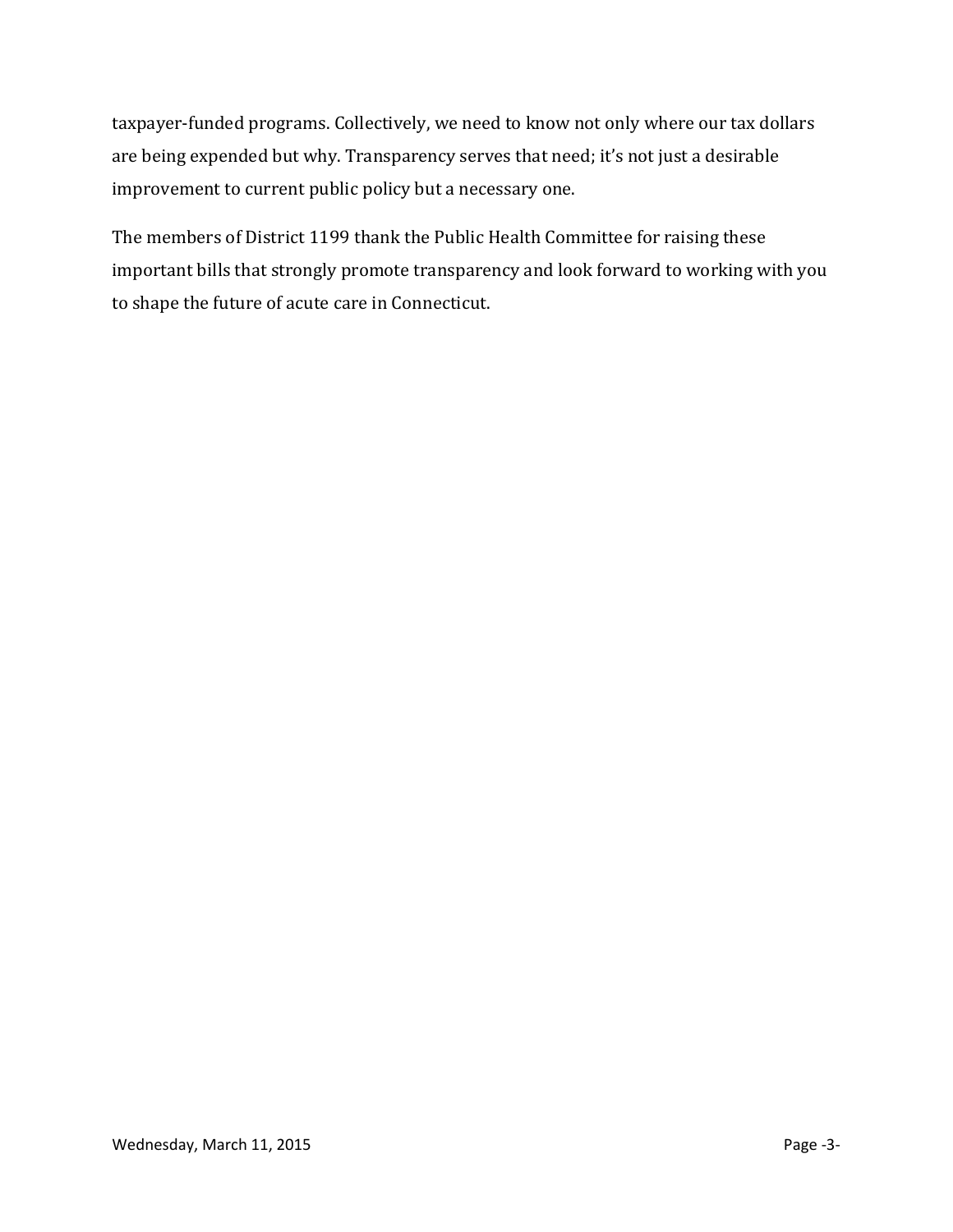taxpayer-funded programs. Collectively, we need to know not only where our tax dollars are being expended but why. Transparency serves that need; it's not just a desirable improvement to current public policy but a necessary one.

The members of District 1199 thank the Public Health Committee for raising these important bills that strongly promote transparency and look forward to working with you to shape the future of acute care in Connecticut.